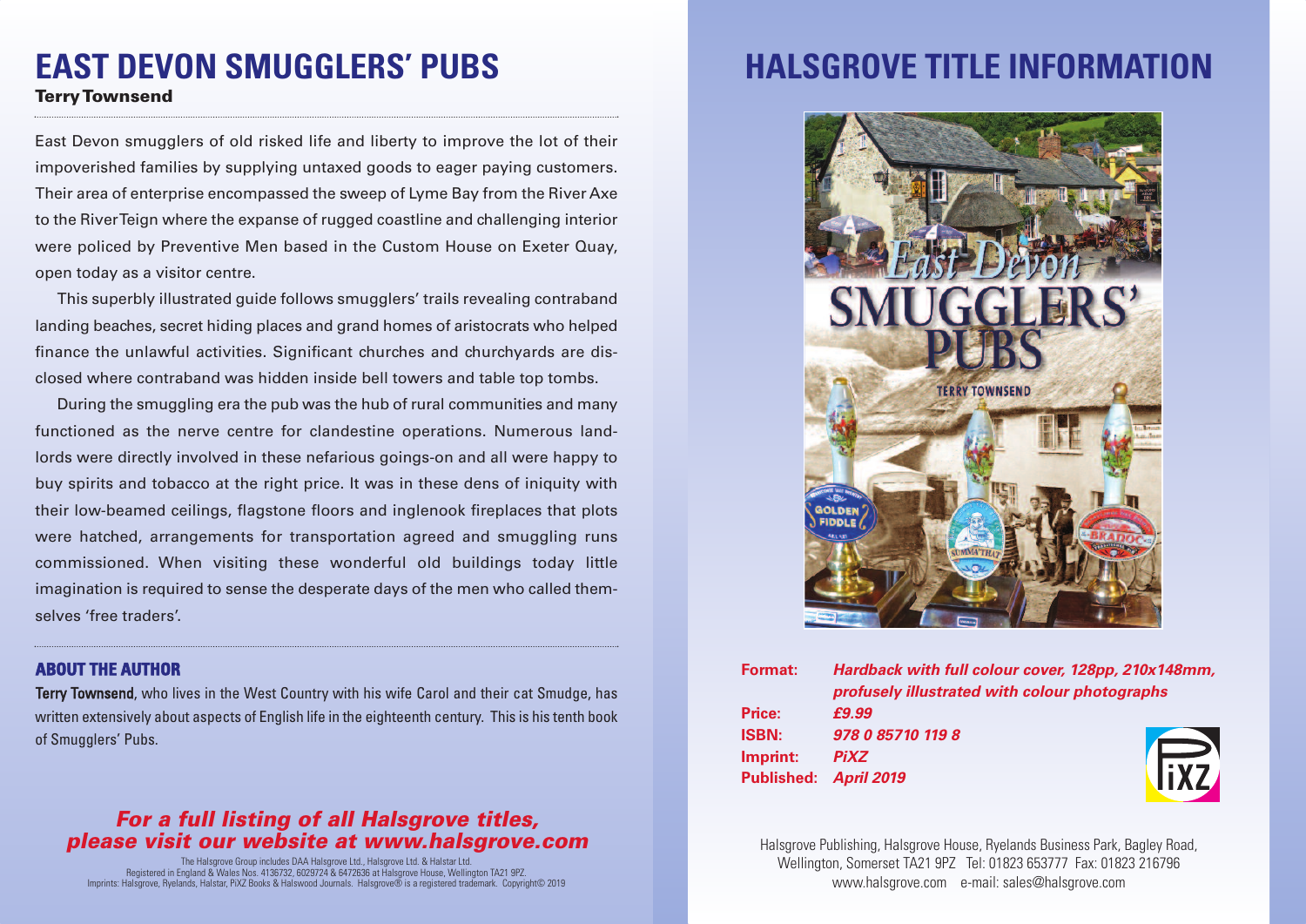# EAST DEVON SMUGGLERS' PUBS

**Terry Townsend**

East Devon smugglers of old risked life and liberty to improve the lot of their impoverished families by supplying untaxed goods to eager paying customers. Their area of enterprise encompassed the sweep of Lyme Bay from the River Axe to the River Teign where the expanse of rugged coastline and challenging interior were policed by Preventive Men based in the Custom House on Exeter Quay, open today as a visitor centre.

This superbly illustrated guide follows smugglers' trails revealing contraband landing beaches, secret hiding places and grand homes of aristocrats who helped finance the unlawful activities. Significant churches and churchyards are disclosed where contraband was hidden inside bell towers and table top tombs.

During the smuggling era the pub was the hub of rural communities and many functioned as the nerve centre for clandestine operations. Numerous landlords were directly involved in these nefarious goings-on and all were happy to buy spirits and tobacco at the right price. It was in these dens of iniquity with their low-beamed ceilings, flagstone floors and inglenook fireplaces that plots were hatched, arrangements for transportation agreed and smuggling runs commissioned. When visiting these wonderful old buildings today little imagination is required to sense the desperate days of the men who called themselves 'free traders'.

## ABOUT THE AUTHOR

**Terry Townsend**, who lives in the West Country with his wife Carol and their cat Smudge, has written extensively about aspects of English life in the eighteenth century. This is his tenth book of Smugglers' Pubs.

***For a full listing of all Halsgrove titles, please visit our website at www.halsgrove.com***

The Halsgrove Group includes DAA Halsgrove Ltd., Halsgrove Ltd. & Halstar Ltd.
Registered in England & Wales Nos. 4136732, 6029724 & 6472636 at Halsgrove House, Wellington TA21 9PZ.
Imprints: Halsgrove, Ryelands, Halstar, PiXZ Books & Halswood Journals. Halsgrove® is a registered trademark. Copyright© 2019

# HALSGROVE TITLE INFORMATION

**Format:** ***Hardback with full colour cover, 128pp, 210x148mm, profusely illustrated with colour photographs***
**Price:** ***£9.99***
**ISBN:** ***978 0 85710 119 8***
**Imprint:** ***PiXZ***
**Published:** ***April 2019***

Halsgrove Publishing, Halsgrove House, Ryelands Business Park, Bagley Road, Wellington, Somerset TA21 9PZ Tel: 01823 653777 Fax: 01823 216796
www.halsgrove.com e-mail: sales@halsgrove.com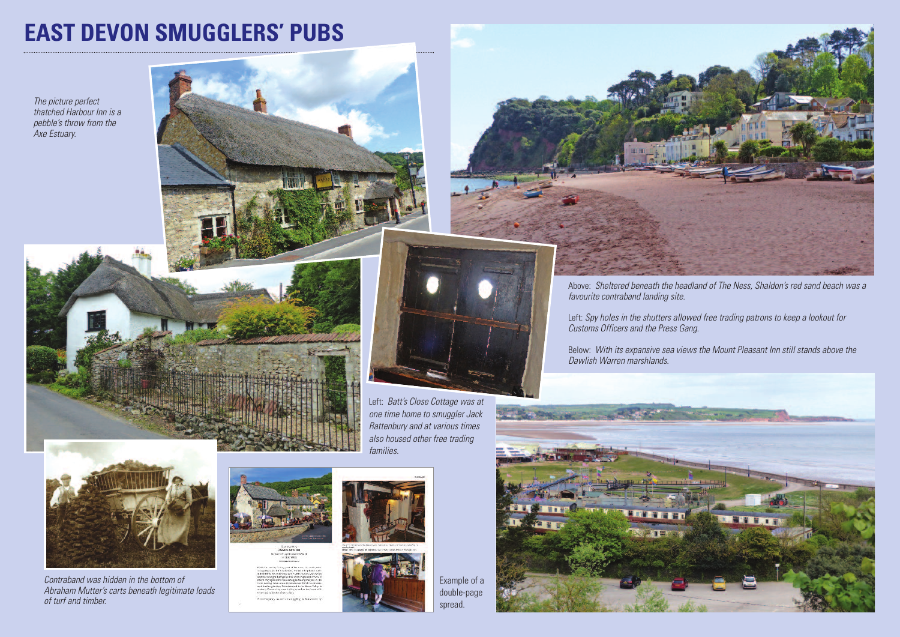# EAST DEVON SMUGGLERS' PUBS

*The picture perfect thatched Harbour Inn is a pebble's throw from the Axe Estuary.*

Above: *Sheltered beneath the headland of The Ness, Shaldon's red sand beach was a favourite contraband landing site.*

Left: *Spy holes in the shutters allowed free trading patrons to keep a lookout for Customs Officers and the Press Gang.*

Below: *With its expansive sea views the Mount Pleasant Inn still stands above the Dawlish Warren marshlands.*

Left: *Batt's Close Cottage was at one time home to smuggler Jack Rattenbury and at various times also housed other free trading families.*

*Contraband was hidden in the bottom of Abraham Mutter's carts beneath legitimate loads of turf and timber.*

Example of a double-page spread.